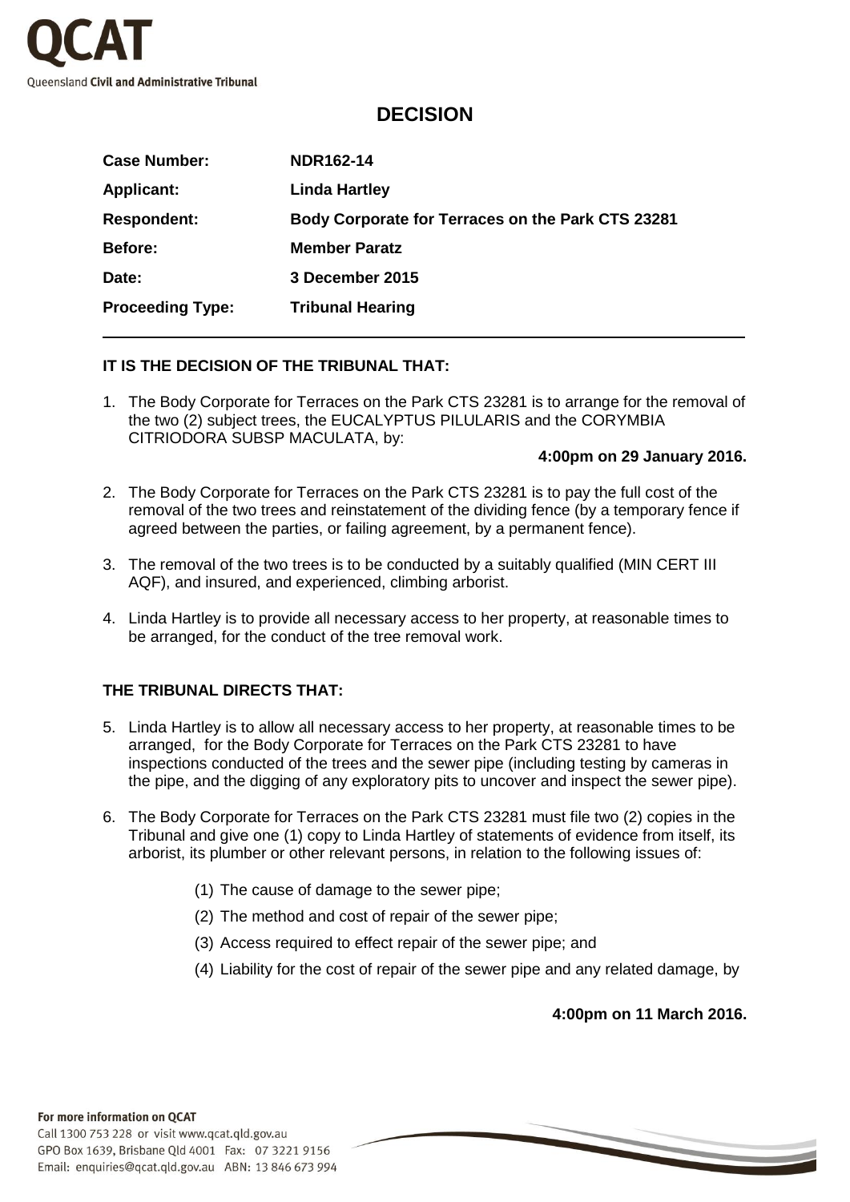QCAT

Queensland **Civil and Administrative Tribunal**

# DECISION

| | |
|---|---|
| **Case Number:** | **NDR162-14** |
| **Applicant:** | **Linda Hartley** |
| **Respondent:** | **Body Corporate for Terraces on the Park CTS 23281** |
| **Before:** | **Member Paratz** |
| **Date:** | **3 December 2015** |
| **Proceeding Type:** | **Tribunal Hearing** |

**IT IS THE DECISION OF THE TRIBUNAL THAT:**

1. The Body Corporate for Terraces on the Park CTS 23281 is to arrange for the removal of the two (2) subject trees, the EUCALYPTUS PILULARIS and the CORYMBIA CITRIODORA SUBSP MACULATA, by:

   **4:00pm on 29 January 2016.**

2. The Body Corporate for Terraces on the Park CTS 23281 is to pay the full cost of the removal of the two trees and reinstatement of the dividing fence (by a temporary fence if agreed between the parties, or failing agreement, by a permanent fence).

3. The removal of the two trees is to be conducted by a suitably qualified (MIN CERT III AQF), and insured, and experienced, climbing arborist.

4. Linda Hartley is to provide all necessary access to her property, at reasonable times to be arranged, for the conduct of the tree removal work.

**THE TRIBUNAL DIRECTS THAT:**

5. Linda Hartley is to allow all necessary access to her property, at reasonable times to be arranged, for the Body Corporate for Terraces on the Park CTS 23281 to have inspections conducted of the trees and the sewer pipe (including testing by cameras in the pipe, and the digging of any exploratory pits to uncover and inspect the sewer pipe).

6. The Body Corporate for Terraces on the Park CTS 23281 must file two (2) copies in the Tribunal and give one (1) copy to Linda Hartley of statements of evidence from itself, its arborist, its plumber or other relevant persons, in relation to the following issues of:

   (1) The cause of damage to the sewer pipe;

   (2) The method and cost of repair of the sewer pipe;

   (3) Access required to effect repair of the sewer pipe; and

   (4) Liability for the cost of repair of the sewer pipe and any related damage, by

   **4:00pm on 11 March 2016.**

**For more information on QCAT**

Call 1300 753 228 or visit www.qcat.qld.gov.au

GPO Box 1639, Brisbane Qld 4001 Fax: 07 3221 9156

Email: enquiries@qcat.qld.gov.au ABN: 13 846 673 994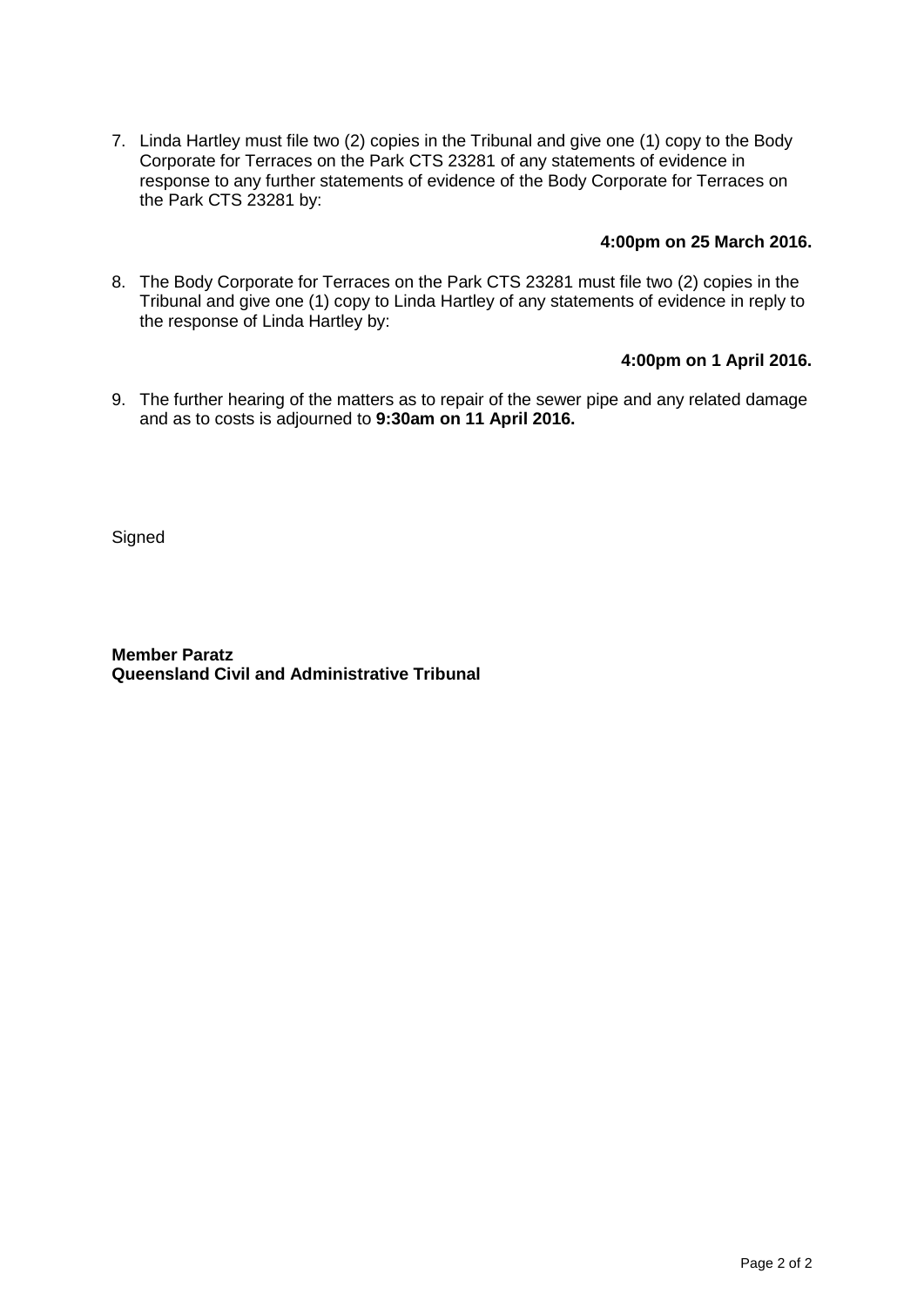7. Linda Hartley must file two (2) copies in the Tribunal and give one (1) copy to the Body Corporate for Terraces on the Park CTS 23281 of any statements of evidence in response to any further statements of evidence of the Body Corporate for Terraces on the Park CTS 23281 by:

   **4:00pm on 25 March 2016.**

8. The Body Corporate for Terraces on the Park CTS 23281 must file two (2) copies in the Tribunal and give one (1) copy to Linda Hartley of any statements of evidence in reply to the response of Linda Hartley by:

   **4:00pm on 1 April 2016.**

9. The further hearing of the matters as to repair of the sewer pipe and any related damage and as to costs is adjourned to **9:30am on 11 April 2016.**

Signed

**Member Paratz**
**Queensland Civil and Administrative Tribunal**